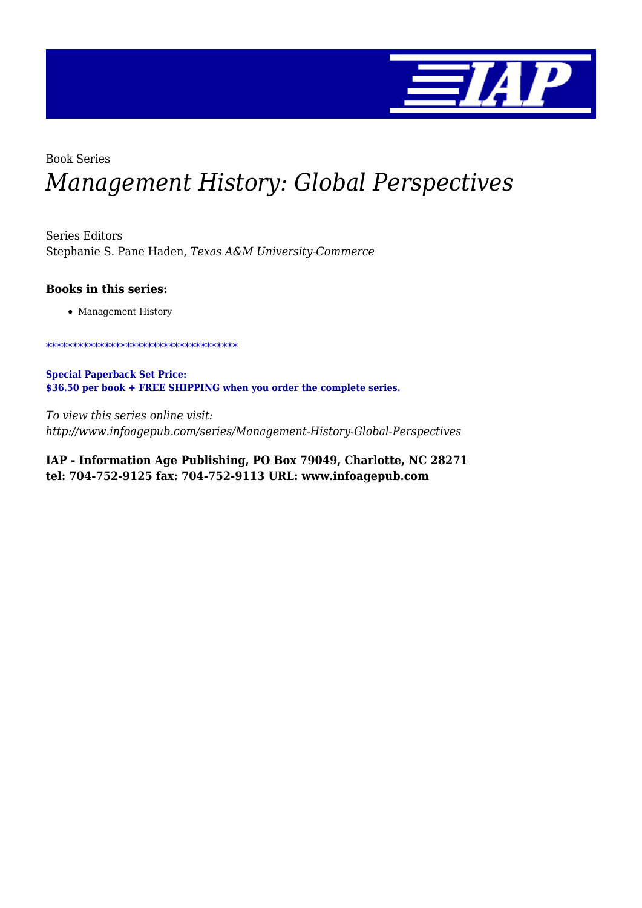Book Series

# *Management History: Global Perspectives*

Series Editors
Stephanie S. Pane Haden, *Texas A&M University-Commerce*

### Books in this series:

- Management History

************************************

**Special Paperback Set Price:**
**$36.50 per book + FREE SHIPPING when you order the complete series.**

*To view this series online visit:*
*http://www.infoagepub.com/series/Management-History-Global-Perspectives*

**IAP - Information Age Publishing, PO Box 79049, Charlotte, NC 28271**
**tel: 704-752-9125 fax: 704-752-9113 URL: www.infoagepub.com**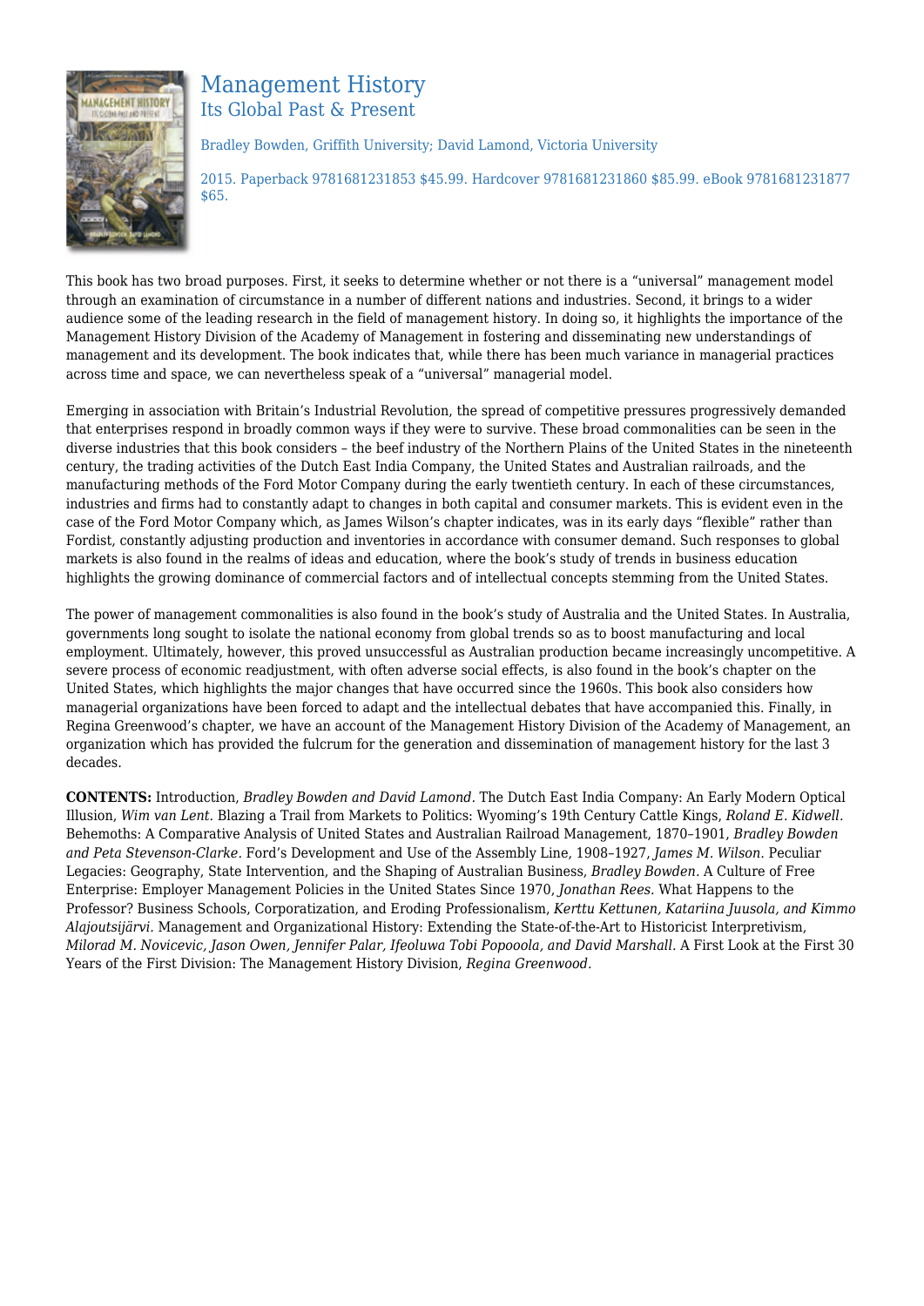# Management History

## Its Global Past & Present

Bradley Bowden, Griffith University; David Lamond, Victoria University

2015. Paperback 9781681231853 $45.99. Hardcover 9781681231860 $85.99. eBook 9781681231877 $65.

This book has two broad purposes. First, it seeks to determine whether or not there is a “universal” management model through an examination of circumstance in a number of different nations and industries. Second, it brings to a wider audience some of the leading research in the field of management history. In doing so, it highlights the importance of the Management History Division of the Academy of Management in fostering and disseminating new understandings of management and its development. The book indicates that, while there has been much variance in managerial practices across time and space, we can nevertheless speak of a “universal” managerial model.

Emerging in association with Britain’s Industrial Revolution, the spread of competitive pressures progressively demanded that enterprises respond in broadly common ways if they were to survive. These broad commonalities can be seen in the diverse industries that this book considers – the beef industry of the Northern Plains of the United States in the nineteenth century, the trading activities of the Dutch East India Company, the United States and Australian railroads, and the manufacturing methods of the Ford Motor Company during the early twentieth century. In each of these circumstances, industries and firms had to constantly adapt to changes in both capital and consumer markets. This is evident even in the case of the Ford Motor Company which, as James Wilson’s chapter indicates, was in its early days “flexible” rather than Fordist, constantly adjusting production and inventories in accordance with consumer demand. Such responses to global markets is also found in the realms of ideas and education, where the book’s study of trends in business education highlights the growing dominance of commercial factors and of intellectual concepts stemming from the United States.

The power of management commonalities is also found in the book’s study of Australia and the United States. In Australia, governments long sought to isolate the national economy from global trends so as to boost manufacturing and local employment. Ultimately, however, this proved unsuccessful as Australian production became increasingly uncompetitive. A severe process of economic readjustment, with often adverse social effects, is also found in the book’s chapter on the United States, which highlights the major changes that have occurred since the 1960s. This book also considers how managerial organizations have been forced to adapt and the intellectual debates that have accompanied this. Finally, in Regina Greenwood’s chapter, we have an account of the Management History Division of the Academy of Management, an organization which has provided the fulcrum for the generation and dissemination of management history for the last 3 decades.

**CONTENTS:** Introduction, *Bradley Bowden and David Lamond.* The Dutch East India Company: An Early Modern Optical Illusion, *Wim van Lent.* Blazing a Trail from Markets to Politics: Wyoming’s 19th Century Cattle Kings, *Roland E. Kidwell.* Behemoths: A Comparative Analysis of United States and Australian Railroad Management, 1870–1901, *Bradley Bowden and Peta Stevenson-Clarke.* Ford’s Development and Use of the Assembly Line, 1908–1927, *James M. Wilson.* Peculiar Legacies: Geography, State Intervention, and the Shaping of Australian Business, *Bradley Bowden.* A Culture of Free Enterprise: Employer Management Policies in the United States Since 1970, *Jonathan Rees.* What Happens to the Professor? Business Schools, Corporatization, and Eroding Professionalism, *Kerttu Kettunen, Katariina Juusola, and Kimmo Alajoutsijärvi.* Management and Organizational History: Extending the State-of-the-Art to Historicist Interpretivism, *Milorad M. Novicevic, Jason Owen, Jennifer Palar, Ifeoluwa Tobi Popoola, and David Marshall.* A First Look at the First 30 Years of the First Division: The Management History Division, *Regina Greenwood.*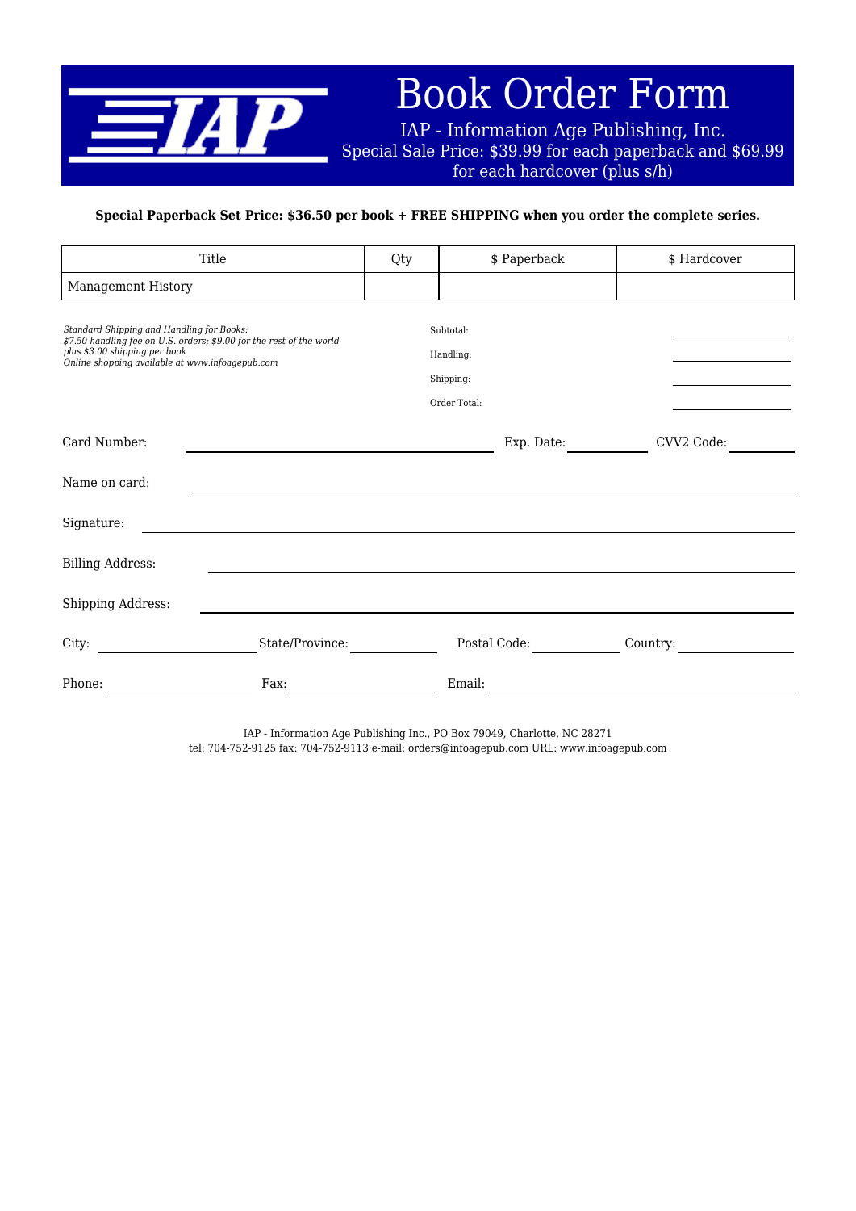# Book Order Form

IAP - Information Age Publishing, Inc.
Special Sale Price: $39.99 for each paperback and $69.99 for each hardcover (plus s/h)

**Special Paperback Set Price: $36.50 per book + FREE SHIPPING when you order the complete series.**

| Title | Qty | $ Paperback | $ Hardcover |
| --- | --- | --- | --- |
| Management History | | | |

*Standard Shipping and Handling for Books:*
*$7.50 handling fee on U.S. orders; $9.00 for the rest of the world plus $3.00 shipping per book*
*Online shopping available at www.infoagepub.com*

Subtotal: ____________

Handling: ____________

Shipping: ____________

Order Total: ____________

Card Number: ______________________ Exp. Date: ________ CVV2 Code: ________

Name on card: ______________________

Signature: ______________________

Billing Address: ______________________

Shipping Address: ______________________

City: ____________ State/Province: ________ Postal Code: ________ Country: ________

Phone: ____________ Fax: ____________ Email: ______________________

IAP - Information Age Publishing Inc., PO Box 79049, Charlotte, NC 28271
tel: 704-752-9125 fax: 704-752-9113 e-mail: orders@infoagepub.com URL: www.infoagepub.com